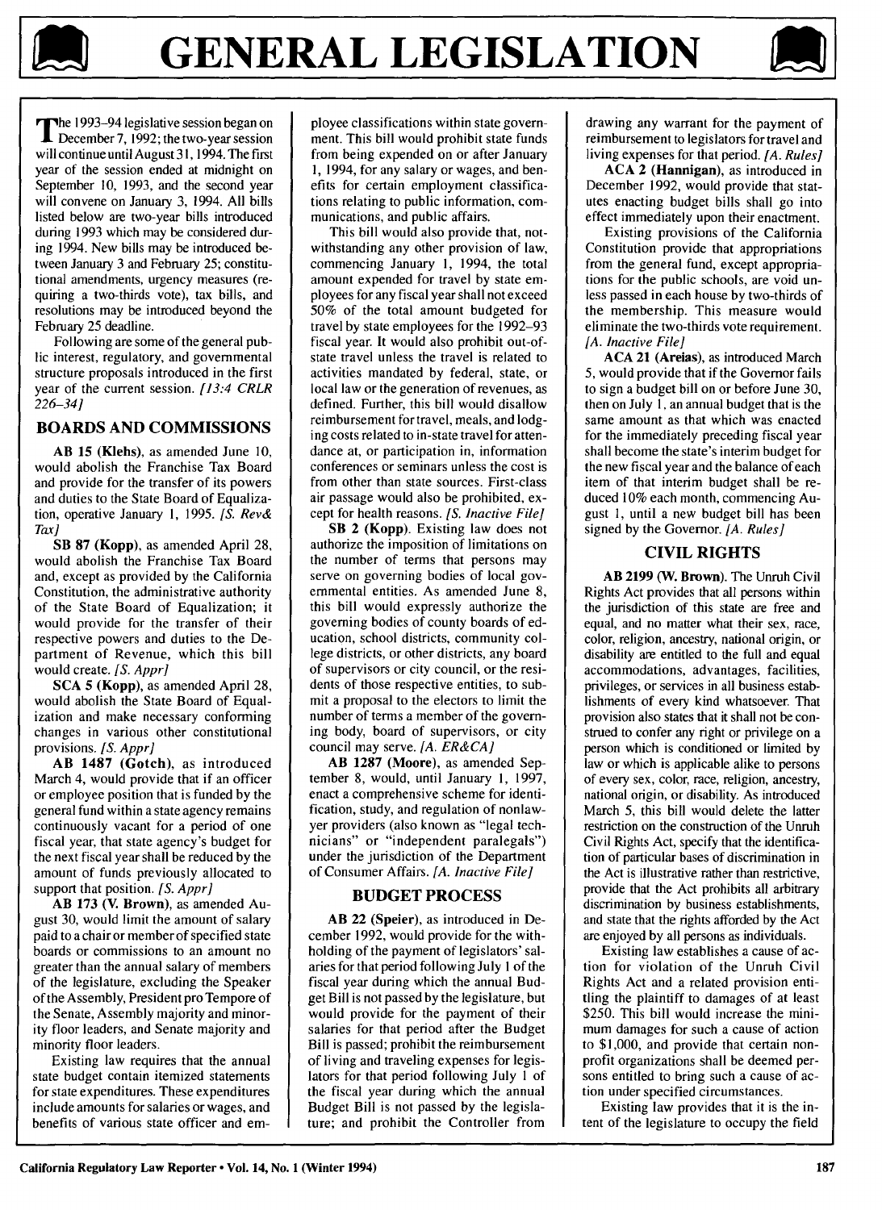# GENERAL LEGISLATION

The 1993–94 legislative session began on December 7, 1992; the two-year session will continue until August 31, 1994. The first year of the session ended at midnight on September 10, 1993, and the second year will convene on January 3, 1994. All bills listed below are two-year bills introduced during 1993 which may be considered during 1994. New bills may be introduced between January 3 and February 25; constitutional amendments, urgency measures (requiring a two-thirds vote), tax bills, and resolutions may be introduced beyond the February 25 deadline.

Following are some of the general public interest, regulatory, and governmental structure proposals introduced in the first year of the current session. *[13:4 CRLR 226–34]*

## BOARDS AND COMMISSIONS

**AB 15 (Klehs)**, as amended June 10, would abolish the Franchise Tax Board and provide for the transfer of its powers and duties to the State Board of Equalization, operative January 1, 1995. *[S. Rev& Tax]*

**SB 87 (Kopp)**, as amended April 28, would abolish the Franchise Tax Board and, except as provided by the California Constitution, the administrative authority of the State Board of Equalization; it would provide for the transfer of their respective powers and duties to the Department of Revenue, which this bill would create. *[S. Appr]*

**SCA 5 (Kopp)**, as amended April 28, would abolish the State Board of Equalization and make necessary conforming changes in various other constitutional provisions. *[S. Appr]*

**AB 1487 (Gotch)**, as introduced March 4, would provide that if an officer or employee position that is funded by the general fund within a state agency remains continuously vacant for a period of one fiscal year, that state agency's budget for the next fiscal year shall be reduced by the amount of funds previously allocated to support that position. *[S. Appr]*

**AB 173 (V. Brown)**, as amended August 30, would limit the amount of salary paid to a chair or member of specified state boards or commissions to an amount no greater than the annual salary of members of the legislature, excluding the Speaker of the Assembly, President pro Tempore of the Senate, Assembly majority and minority floor leaders, and Senate majority and minority floor leaders.

Existing law requires that the annual state budget contain itemized statements for state expenditures. These expenditures include amounts for salaries or wages, and benefits of various state officer and employee classifications within state government. This bill would prohibit state funds from being expended on or after January 1, 1994, for any salary or wages, and benefits for certain employment classifications relating to public information, communications, and public affairs.

This bill would also provide that, notwithstanding any other provision of law, commencing January 1, 1994, the total amount expended for travel by state employees for any fiscal year shall not exceed 50% of the total amount budgeted for travel by state employees for the 1992–93 fiscal year. It would also prohibit out-of-state travel unless the travel is related to activities mandated by federal, state, or local law or the generation of revenues, as defined. Further, this bill would disallow reimbursement for travel, meals, and lodging costs related to in-state travel for attendance at, or participation in, information conferences or seminars unless the cost is from other than state sources. First-class air passage would also be prohibited, except for health reasons. *[S. Inactive File]*

**SB 2 (Kopp)**. Existing law does not authorize the imposition of limitations on the number of terms that persons may serve on governing bodies of local governmental entities. As amended June 8, this bill would expressly authorize the governing bodies of county boards of education, school districts, community college districts, or other districts, any board of supervisors or city council, or the residents of those respective entities, to submit a proposal to the electors to limit the number of terms a member of the governing body, board of supervisors, or city council may serve. *[A. ER&CA]*

**AB 1287 (Moore)**, as amended September 8, would, until January 1, 1997, enact a comprehensive scheme for identification, study, and regulation of nonlawyer providers (also known as "legal technicians" or "independent paralegals") under the jurisdiction of the Department of Consumer Affairs. *[A. Inactive File]*

## BUDGET PROCESS

**AB 22 (Speier)**, as introduced in December 1992, would provide for the withholding of the payment of legislators' salaries for that period following July 1 of the fiscal year during which the annual Budget Bill is not passed by the legislature, but would provide for the payment of their salaries for that period after the Budget Bill is passed; prohibit the reimbursement of living and traveling expenses for legislators for that period following July 1 of the fiscal year during which the annual Budget Bill is not passed by the legislature; and prohibit the Controller from drawing any warrant for the payment of reimbursement to legislators for travel and living expenses for that period. *[A. Rules]*

**ACA 2 (Hannigan)**, as introduced in December 1992, would provide that statutes enacting budget bills shall go into effect immediately upon their enactment.

Existing provisions of the California Constitution provide that appropriations from the general fund, except appropriations for the public schools, are void unless passed in each house by two-thirds of the membership. This measure would eliminate the two-thirds vote requirement. *[A. Inactive File]*

**ACA 21 (Areias)**, as introduced March 5, would provide that if the Governor fails to sign a budget bill on or before June 30, then on July 1, an annual budget that is the same amount as that which was enacted for the immediately preceding fiscal year shall become the state's interim budget for the new fiscal year and the balance of each item of that interim budget shall be reduced 10% each month, commencing August 1, until a new budget bill has been signed by the Governor. *[A. Rules]*

## CIVIL RIGHTS

**AB 2199 (W. Brown)**. The Unruh Civil Rights Act provides that all persons within the jurisdiction of this state are free and equal, and no matter what their sex, race, color, religion, ancestry, national origin, or disability are entitled to the full and equal accommodations, advantages, facilities, privileges, or services in all business establishments of every kind whatsoever. That provision also states that it shall not be construed to confer any right or privilege on a person which is conditioned or limited by law or which is applicable alike to persons of every sex, color, race, religion, ancestry, national origin, or disability. As introduced March 5, this bill would delete the latter restriction on the construction of the Unruh Civil Rights Act, specify that the identification of particular bases of discrimination in the Act is illustrative rather than restrictive, provide that the Act prohibits all arbitrary discrimination by business establishments, and state that the rights afforded by the Act are enjoyed by all persons as individuals.

Existing law establishes a cause of action for violation of the Unruh Civil Rights Act and a related provision entitling the plaintiff to damages of at least $250. This bill would increase the minimum damages for such a cause of action to $1,000, and provide that certain nonprofit organizations shall be deemed persons entitled to bring such a cause of action under specified circumstances.

Existing law provides that it is the intent of the legislature to occupy the field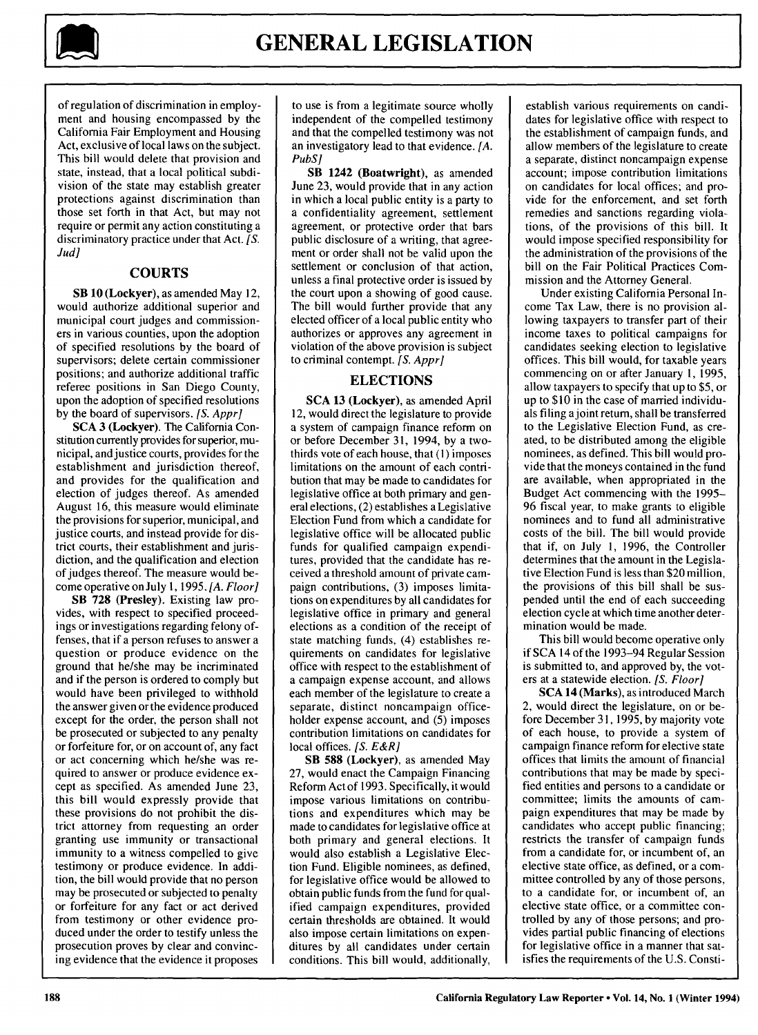of regulation of discrimination in employment and housing encompassed by the California Fair Employment and Housing Act, exclusive of local laws on the subject. This bill would delete that provision and state, instead, that a local political subdivision of the state may establish greater protections against discrimination than those set forth in that Act, but may not require or permit any action constituting a discriminatory practice under that Act. *[S. Jud]*

## COURTS

**SB 10 (Lockyer)**, as amended May 12, would authorize additional superior and municipal court judges and commissioners in various counties, upon the adoption of specified resolutions by the board of supervisors; delete certain commissioner positions; and authorize additional traffic referee positions in San Diego County, upon the adoption of specified resolutions by the board of supervisors. *[S. Appr]*

**SCA 3 (Lockyer)**. The California Constitution currently provides for superior, municipal, and justice courts, provides for the establishment and jurisdiction thereof, and provides for the qualification and election of judges thereof. As amended August 16, this measure would eliminate the provisions for superior, municipal, and justice courts, and instead provide for district courts, their establishment and jurisdiction, and the qualification and election of judges thereof. The measure would become operative on July 1, 1995. *[A. Floor]*

**SB 728 (Presley)**. Existing law provides, with respect to specified proceedings or investigations regarding felony offenses, that if a person refuses to answer a question or produce evidence on the ground that he/she may be incriminated and if the person is ordered to comply but would have been privileged to withhold the answer given or the evidence produced except for the order, the person shall not be prosecuted or subjected to any penalty or forfeiture for, or on account of, any fact or act concerning which he/she was required to answer or produce evidence except as specified. As amended June 23, this bill would expressly provide that these provisions do not prohibit the district attorney from requesting an order granting use immunity or transactional immunity to a witness compelled to give testimony or produce evidence. In addition, the bill would provide that no person may be prosecuted or subjected to penalty or forfeiture for any fact or act derived from testimony or other evidence produced under the order to testify unless the prosecution proves by clear and convincing evidence that the evidence it proposes to use is from a legitimate source wholly independent of the compelled testimony and that the compelled testimony was not an investigatory lead to that evidence. *[A. PubS]*

**SB 1242 (Boatwright)**, as amended June 23, would provide that in any action in which a local public entity is a party to a confidentiality agreement, settlement agreement, or protective order that bars public disclosure of a writing, that agreement or order shall not be valid upon the settlement or conclusion of that action, unless a final protective order is issued by the court upon a showing of good cause. The bill would further provide that any elected officer of a local public entity who authorizes or approves any agreement in violation of the above provision is subject to criminal contempt. *[S. Appr]*

## ELECTIONS

**SCA 13 (Lockyer)**, as amended April 12, would direct the legislature to provide a system of campaign finance reform on or before December 31, 1994, by a two-thirds vote of each house, that (1) imposes limitations on the amount of each contribution that may be made to candidates for legislative office at both primary and general elections, (2) establishes a Legislative Election Fund from which a candidate for legislative office will be allocated public funds for qualified campaign expenditures, provided that the candidate has received a threshold amount of private campaign contributions, (3) imposes limitations on expenditures by all candidates for legislative office in primary and general elections as a condition of the receipt of state matching funds, (4) establishes requirements on candidates for legislative office with respect to the establishment of a campaign expense account, and allows each member of the legislature to create a separate, distinct noncampaign officeholder expense account, and (5) imposes contribution limitations on candidates for local offices. *[S. E&R]*

**SB 588 (Lockyer)**, as amended May 27, would enact the Campaign Financing Reform Act of 1993. Specifically, it would impose various limitations on contributions and expenditures which may be made to candidates for legislative office at both primary and general elections. It would also establish a Legislative Election Fund. Eligible nominees, as defined, for legislative office would be allowed to obtain public funds from the fund for qualified campaign expenditures, provided certain thresholds are obtained. It would also impose certain limitations on expenditures by all candidates under certain conditions. This bill would, additionally, establish various requirements on candidates for legislative office with respect to the establishment of campaign funds, and allow members of the legislature to create a separate, distinct noncampaign expense account; impose contribution limitations on candidates for local offices; and provide for the enforcement, and set forth remedies and sanctions regarding violations, of the provisions of this bill. It would impose specified responsibility for the administration of the provisions of the bill on the Fair Political Practices Commission and the Attorney General.

Under existing California Personal Income Tax Law, there is no provision allowing taxpayers to transfer part of their income taxes to political campaigns for candidates seeking election to legislative offices. This bill would, for taxable years commencing on or after January 1, 1995, allow taxpayers to specify that up to $5, or up to $10 in the case of married individuals filing a joint return, shall be transferred to the Legislative Election Fund, as created, to be distributed among the eligible nominees, as defined. This bill would provide that the moneys contained in the fund are available, when appropriated in the Budget Act commencing with the 1995–96 fiscal year, to make grants to eligible nominees and to fund all administrative costs of the bill. The bill would provide that if, on July 1, 1996, the Controller determines that the amount in the Legislative Election Fund is less than $20 million, the provisions of this bill shall be suspended until the end of each succeeding election cycle at which time another determination would be made.

This bill would become operative only if SCA 14 of the 1993–94 Regular Session is submitted to, and approved by, the voters at a statewide election. *[S. Floor]*

**SCA 14 (Marks)**, as introduced March 2, would direct the legislature, on or before December 31, 1995, by majority vote of each house, to provide a system of campaign finance reform for elective state offices that limits the amount of financial contributions that may be made by specified entities and persons to a candidate or committee; limits the amounts of campaign expenditures that may be made by candidates who accept public financing; restricts the transfer of campaign funds from a candidate for, or incumbent of, an elective state office, as defined, or a committee controlled by any of those persons, to a candidate for, or incumbent of, an elective state office, or a committee controlled by any of those persons; and provides partial public financing of elections for legislative office in a manner that satisfies the requirements of the U.S. Consti-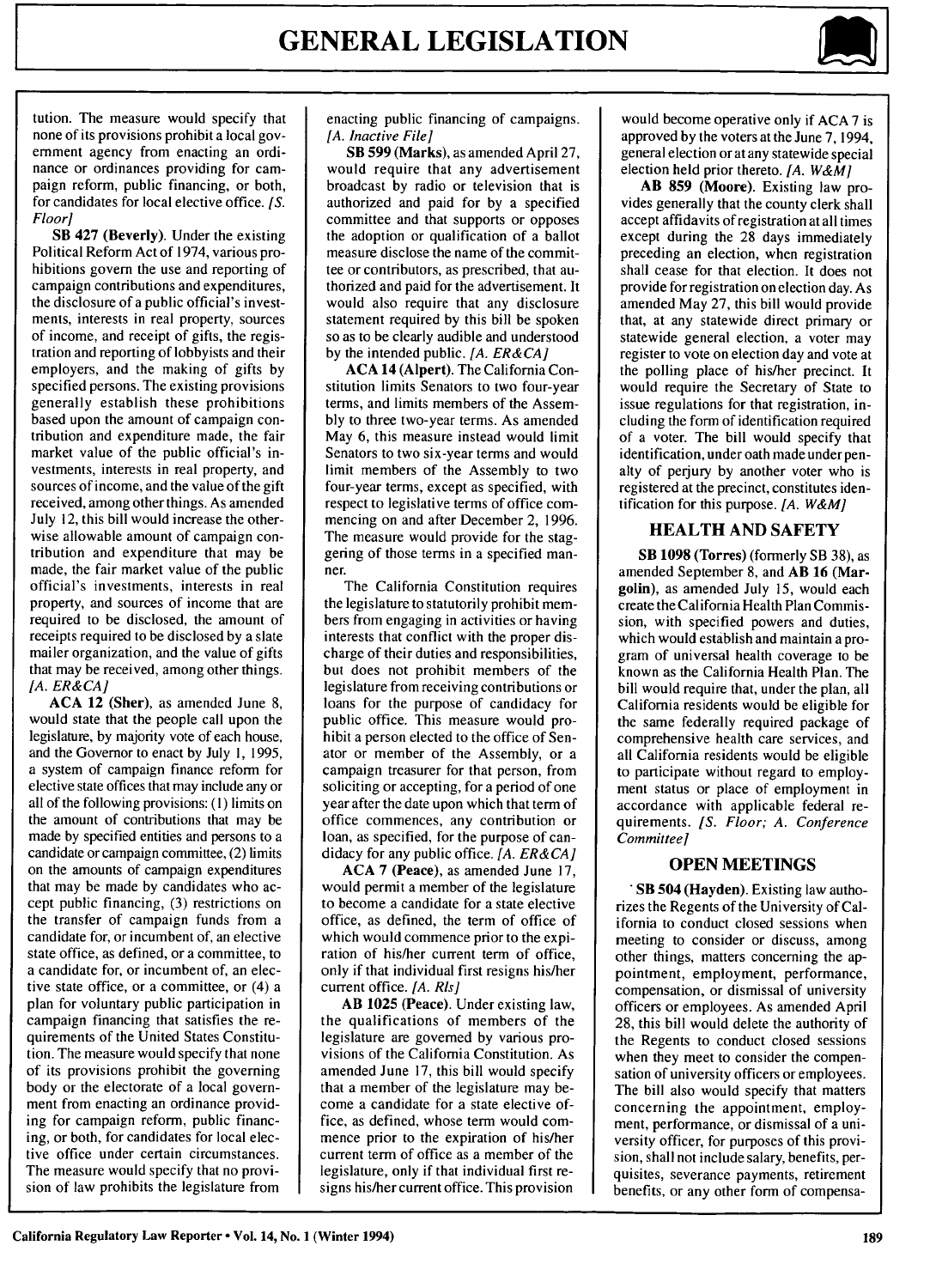tution. The measure would specify that none of its provisions prohibit a local government agency from enacting an ordinance or ordinances providing for campaign reform, public financing, or both, for candidates for local elective office. *[S. Floor]*

**SB 427 (Beverly).** Under the existing Political Reform Act of 1974, various prohibitions govern the use and reporting of campaign contributions and expenditures, the disclosure of a public official's investments, interests in real property, sources of income, and receipt of gifts, the registration and reporting of lobbyists and their employers, and the making of gifts by specified persons. The existing provisions generally establish these prohibitions based upon the amount of campaign contribution and expenditure made, the fair market value of the public official's investments, interests in real property, and sources of income, and the value of the gift received, among other things. As amended July 12, this bill would increase the otherwise allowable amount of campaign contribution and expenditure that may be made, the fair market value of the public official's investments, interests in real property, and sources of income that are required to be disclosed, the amount of receipts required to be disclosed by a slate mailer organization, and the value of gifts that may be received, among other things. *[A. ER&CA]*

**ACA 12 (Sher),** as amended June 8, would state that the people call upon the legislature, by majority vote of each house, and the Governor to enact by July 1, 1995, a system of campaign finance reform for elective state offices that may include any or all of the following provisions: (1) limits on the amount of contributions that may be made by specified entities and persons to a candidate or campaign committee, (2) limits on the amounts of campaign expenditures that may be made by candidates who accept public financing, (3) restrictions on the transfer of campaign funds from a candidate for, or incumbent of, an elective state office, as defined, or a committee, to a candidate for, or incumbent of, an elective state office, or a committee, or (4) a plan for voluntary public participation in campaign financing that satisfies the requirements of the United States Constitution. The measure would specify that none of its provisions prohibit the governing body or the electorate of a local government from enacting an ordinance providing for campaign reform, public financing, or both, for candidates for local elective office under certain circumstances. The measure would specify that no provision of law prohibits the legislature from enacting public financing of campaigns. *[A. Inactive File]*

**SB 599 (Marks),** as amended April 27, would require that any advertisement broadcast by radio or television that is authorized and paid for by a specified committee and that supports or opposes the adoption or qualification of a ballot measure disclose the name of the committee or contributors, as prescribed, that authorized and paid for the advertisement. It would also require that any disclosure statement required by this bill be spoken so as to be clearly audible and understood by the intended public. *[A. ER&CA]*

**ACA 14 (Alpert).** The California Constitution limits Senators to two four-year terms, and limits members of the Assembly to three two-year terms. As amended May 6, this measure instead would limit Senators to two six-year terms and would limit members of the Assembly to two four-year terms, except as specified, with respect to legislative terms of office commencing on and after December 2, 1996. The measure would provide for the staggering of those terms in a specified manner.

The California Constitution requires the legislature to statutorily prohibit members from engaging in activities or having interests that conflict with the proper discharge of their duties and responsibilities, but does not prohibit members of the legislature from receiving contributions or loans for the purpose of candidacy for public office. This measure would prohibit a person elected to the office of Senator or member of the Assembly, or a campaign treasurer for that person, from soliciting or accepting, for a period of one year after the date upon which that term of office commences, any contribution or loan, as specified, for the purpose of candidacy for any public office. *[A. ER&CA]*

**ACA 7 (Peace),** as amended June 17, would permit a member of the legislature to become a candidate for a state elective office, as defined, the term of office of which would commence prior to the expiration of his/her current term of office, only if that individual first resigns his/her current office. *[A. Rls]*

**AB 1025 (Peace).** Under existing law, the qualifications of members of the legislature are governed by various provisions of the California Constitution. As amended June 17, this bill would specify that a member of the legislature may become a candidate for a state elective office, as defined, whose term would commence prior to the expiration of his/her current term of office as a member of the legislature, only if that individual first resigns his/her current office. This provision would become operative only if ACA 7 is approved by the voters at the June 7, 1994, general election or at any statewide special election held prior thereto. *[A. W&M]*

**AB 859 (Moore).** Existing law provides generally that the county clerk shall accept affidavits of registration at all times except during the 28 days immediately preceding an election, when registration shall cease for that election. It does not provide for registration on election day. As amended May 27, this bill would provide that, at any statewide direct primary or statewide general election, a voter may register to vote on election day and vote at the polling place of his/her precinct. It would require the Secretary of State to issue regulations for that registration, including the form of identification required of a voter. The bill would specify that identification, under oath made under penalty of perjury by another voter who is registered at the precinct, constitutes identification for this purpose. *[A. W&M]*

## HEALTH AND SAFETY

**SB 1098 (Torres)** (formerly SB 38), as amended September 8, and **AB 16 (Margolin),** as amended July 15, would each create the California Health Plan Commission, with specified powers and duties, which would establish and maintain a program of universal health coverage to be known as the California Health Plan. The bill would require that, under the plan, all California residents would be eligible for the same federally required package of comprehensive health care services, and all California residents would be eligible to participate without regard to employment status or place of employment in accordance with applicable federal requirements. *[S. Floor; A. Conference Committee]*

## OPEN MEETINGS

**SB 504 (Hayden).** Existing law authorizes the Regents of the University of California to conduct closed sessions when meeting to consider or discuss, among other things, matters concerning the appointment, employment, performance, compensation, or dismissal of university officers or employees. As amended April 28, this bill would delete the authority of the Regents to conduct closed sessions when they meet to consider the compensation of university officers or employees. The bill also would specify that matters concerning the appointment, employment, performance, or dismissal of a university officer, for purposes of this provision, shall not include salary, benefits, perquisites, severance payments, retirement benefits, or any other form of compensa-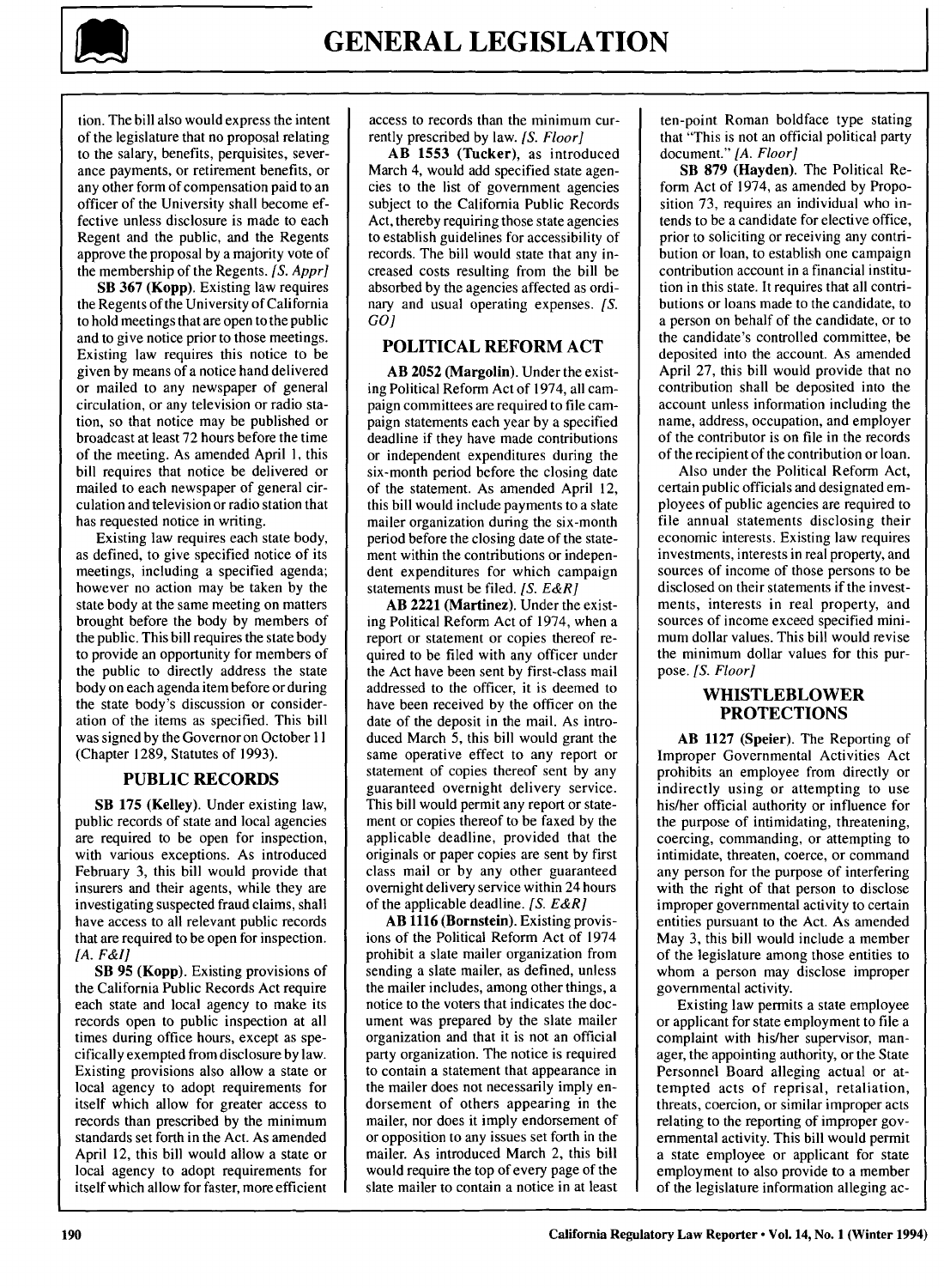tion. The bill also would express the intent of the legislature that no proposal relating to the salary, benefits, perquisites, severance payments, or retirement benefits, or any other form of compensation paid to an officer of the University shall become effective unless disclosure is made to each Regent and the public, and the Regents approve the proposal by a majority vote of the membership of the Regents. *[S. Appr]*

**SB 367 (Kopp).** Existing law requires the Regents of the University of California to hold meetings that are open to the public and to give notice prior to those meetings. Existing law requires this notice to be given by means of a notice hand delivered or mailed to any newspaper of general circulation, or any television or radio station, so that notice may be published or broadcast at least 72 hours before the time of the meeting. As amended April 1, this bill requires that notice be delivered or mailed to each newspaper of general circulation and television or radio station that has requested notice in writing.

Existing law requires each state body, as defined, to give specified notice of its meetings, including a specified agenda; however no action may be taken by the state body at the same meeting on matters brought before the body by members of the public. This bill requires the state body to provide an opportunity for members of the public to directly address the state body on each agenda item before or during the state body's discussion or consideration of the items as specified. This bill was signed by the Governor on October 11 (Chapter 1289, Statutes of 1993).

### PUBLIC RECORDS

**SB 175 (Kelley).** Under existing law, public records of state and local agencies are required to be open for inspection, with various exceptions. As introduced February 3, this bill would provide that insurers and their agents, while they are investigating suspected fraud claims, shall have access to all relevant public records that are required to be open for inspection. *[A. F&I]*

**SB 95 (Kopp).** Existing provisions of the California Public Records Act require each state and local agency to make its records open to public inspection at all times during office hours, except as specifically exempted from disclosure by law. Existing provisions also allow a state or local agency to adopt requirements for itself which allow for greater access to records than prescribed by the minimum standards set forth in the Act. As amended April 12, this bill would allow a state or local agency to adopt requirements for itself which allow for faster, more efficient access to records than the minimum currently prescribed by law. *[S. Floor]*

**AB 1553 (Tucker),** as introduced March 4, would add specified state agencies to the list of government agencies subject to the California Public Records Act, thereby requiring those state agencies to establish guidelines for accessibility of records. The bill would state that any increased costs resulting from the bill be absorbed by the agencies affected as ordinary and usual operating expenses. *[S. GO]*

### POLITICAL REFORM ACT

**AB 2052 (Margolin).** Under the existing Political Reform Act of 1974, all campaign committees are required to file campaign statements each year by a specified deadline if they have made contributions or independent expenditures during the six-month period before the closing date of the statement. As amended April 12, this bill would include payments to a slate mailer organization during the six-month period before the closing date of the statement within the contributions or independent expenditures for which campaign statements must be filed. *[S. E&R]*

**AB 2221 (Martinez).** Under the existing Political Reform Act of 1974, when a report or statement or copies thereof required to be filed with any officer under the Act have been sent by first-class mail addressed to the officer, it is deemed to have been received by the officer on the date of the deposit in the mail. As introduced March 5, this bill would grant the same operative effect to any report or statement of copies thereof sent by any guaranteed overnight delivery service. This bill would permit any report or statement or copies thereof to be faxed by the applicable deadline, provided that the originals or paper copies are sent by first class mail or by any other guaranteed overnight delivery service within 24 hours of the applicable deadline. *[S. E&R]*

**AB 1116 (Bornstein).** Existing provisions of the Political Reform Act of 1974 prohibit a slate mailer organization from sending a slate mailer, as defined, unless the mailer includes, among other things, a notice to the voters that indicates the document was prepared by the slate mailer organization and that it is not an official party organization. The notice is required to contain a statement that appearance in the mailer does not necessarily imply endorsement of others appearing in the mailer, nor does it imply endorsement of or opposition to any issues set forth in the mailer. As introduced March 2, this bill would require the top of every page of the slate mailer to contain a notice in at least ten-point Roman boldface type stating that "This is not an official political party document." *[A. Floor]*

**SB 879 (Hayden).** The Political Reform Act of 1974, as amended by Proposition 73, requires an individual who intends to be a candidate for elective office, prior to soliciting or receiving any contribution or loan, to establish one campaign contribution account in a financial institution in this state. It requires that all contributions or loans made to the candidate, to a person on behalf of the candidate, or to the candidate's controlled committee, be deposited into the account. As amended April 27, this bill would provide that no contribution shall be deposited into the account unless information including the name, address, occupation, and employer of the contributor is on file in the records of the recipient of the contribution or loan.

Also under the Political Reform Act, certain public officials and designated employees of public agencies are required to file annual statements disclosing their economic interests. Existing law requires investments, interests in real property, and sources of income of those persons to be disclosed on their statements if the investments, interests in real property, and sources of income exceed specified minimum dollar values. This bill would revise the minimum dollar values for this purpose. *[S. Floor]*

### WHISTLEBLOWER PROTECTIONS

**AB 1127 (Speier).** The Reporting of Improper Governmental Activities Act prohibits an employee from directly or indirectly using or attempting to use his/her official authority or influence for the purpose of intimidating, threatening, coercing, commanding, or attempting to intimidate, threaten, coerce, or command any person for the purpose of interfering with the right of that person to disclose improper governmental activity to certain entities pursuant to the Act. As amended May 3, this bill would include a member of the legislature among those entities to whom a person may disclose improper governmental activity.

Existing law permits a state employee or applicant for state employment to file a complaint with his/her supervisor, manager, the appointing authority, or the State Personnel Board alleging actual or attempted acts of reprisal, retaliation, threats, coercion, or similar improper acts relating to the reporting of improper governmental activity. This bill would permit a state employee or applicant for state employment to also provide to a member of the legislature information alleging ac-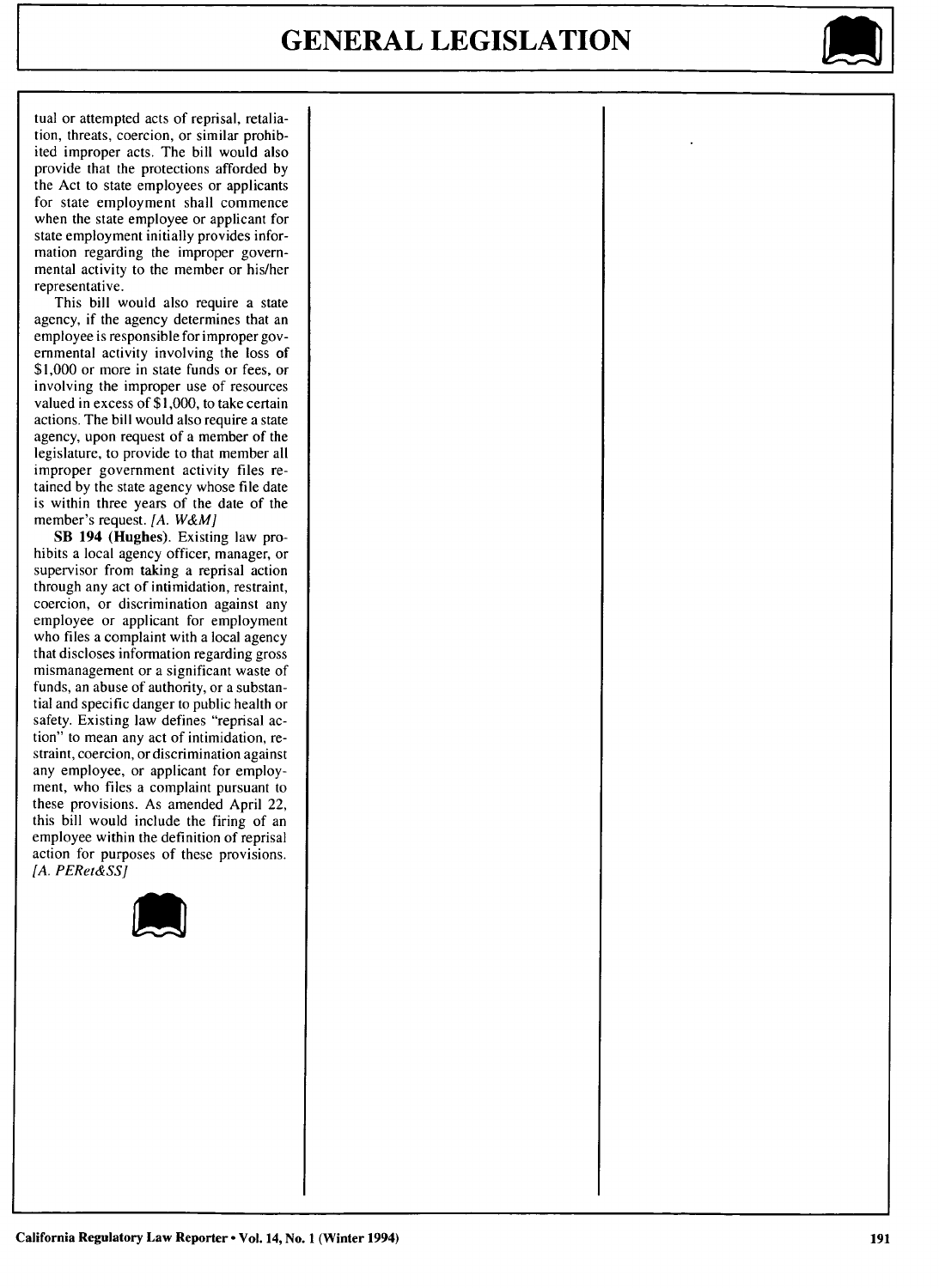tual or attempted acts of reprisal, retaliation, threats, coercion, or similar prohibited improper acts. The bill would also provide that the protections afforded by the Act to state employees or applicants for state employment shall commence when the state employee or applicant for state employment initially provides information regarding the improper governmental activity to the member or his/her representative.

This bill would also require a state agency, if the agency determines that an employee is responsible for improper governmental activity involving the loss of $1,000 or more in state funds or fees, or involving the improper use of resources valued in excess of $1,000, to take certain actions. The bill would also require a state agency, upon request of a member of the legislature, to provide to that member all improper government activity files retained by the state agency whose file date is within three years of the date of the member's request. *[A. W&M]*

**SB 194 (Hughes).** Existing law prohibits a local agency officer, manager, or supervisor from taking a reprisal action through any act of intimidation, restraint, coercion, or discrimination against any employee or applicant for employment who files a complaint with a local agency that discloses information regarding gross mismanagement or a significant waste of funds, an abuse of authority, or a substantial and specific danger to public health or safety. Existing law defines "reprisal action" to mean any act of intimidation, restraint, coercion, or discrimination against any employee, or applicant for employment, who files a complaint pursuant to these provisions. As amended April 22, this bill would include the firing of an employee within the definition of reprisal action for purposes of these provisions. *[A. PERet&SS]*